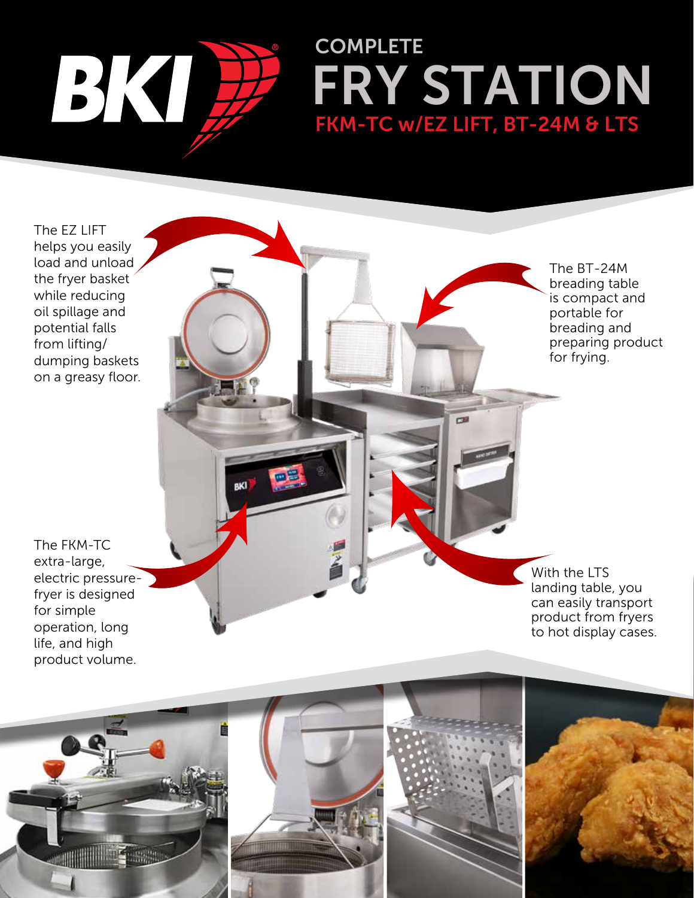# COMPLETE FRY STATION

## FKM-TC w/EZ LIFT, BT-24M & LTS

The EZ LIFT helps you easily load and unload the fryer basket while reducing oil spillage and potential falls from lifting/dumping baskets on a greasy floor.

The BT-24M breading table is compact and portable for breading and preparing product for frying.

The FKM-TC extra-large, electric pressure-fryer is designed for simple operation, long life, and high product volume.

With the LTS landing table, you can easily transport product from fryers to hot display cases.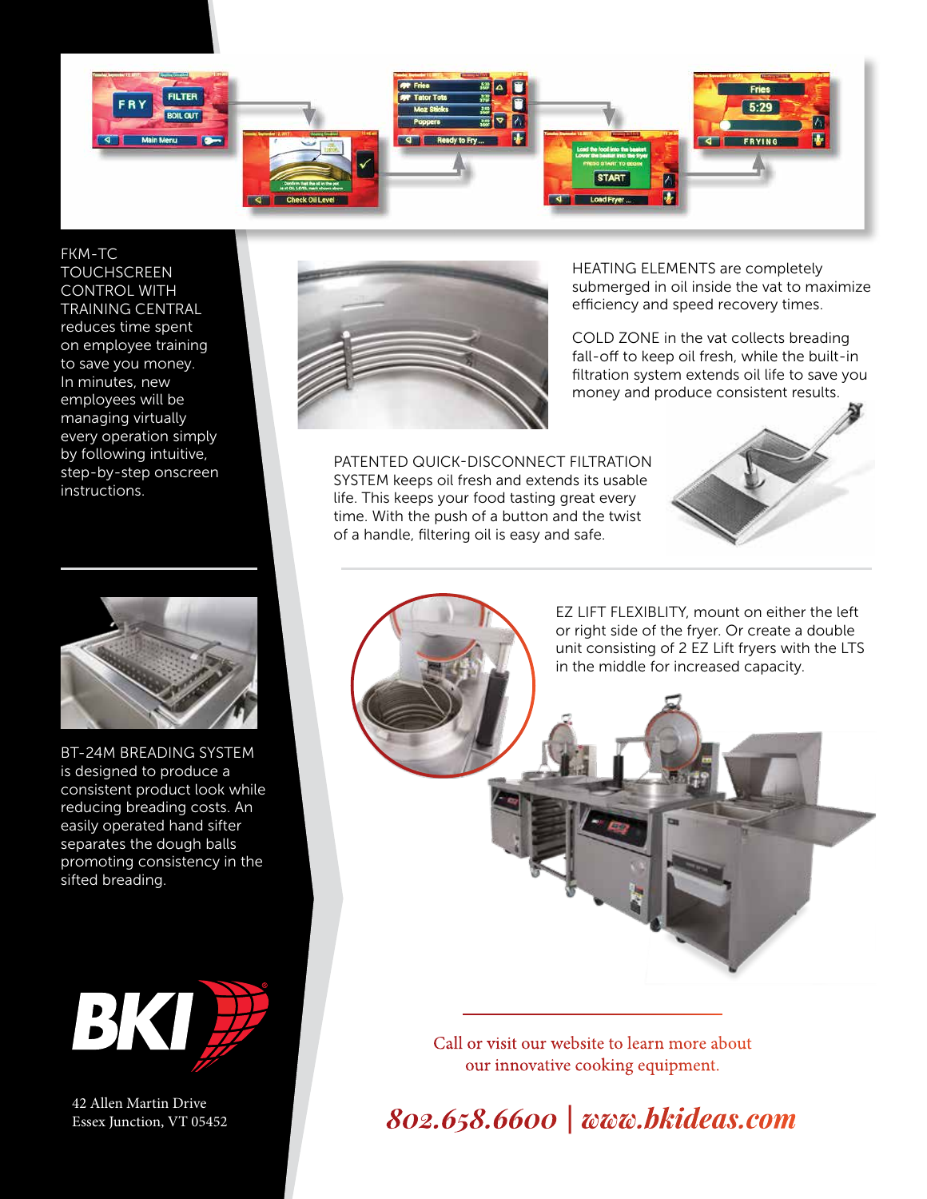FKM-TC TOUCHSCREEN CONTROL WITH TRAINING CENTRAL reduces time spent on employee training to save you money. In minutes, new employees will be managing virtually every operation simply by following intuitive, step-by-step onscreen instructions.

HEATING ELEMENTS are completely submerged in oil inside the vat to maximize efficiency and speed recovery times.

COLD ZONE in the vat collects breading fall-off to keep oil fresh, while the built-in filtration system extends oil life to save you money and produce consistent results.

PATENTED QUICK-DISCONNECT FILTRATION SYSTEM keeps oil fresh and extends its usable life. This keeps your food tasting great every time. With the push of a button and the twist of a handle, filtering oil is easy and safe.

BT-24M BREADING SYSTEM is designed to produce a consistent product look while reducing breading costs. An easily operated hand sifter separates the dough balls promoting consistency in the sifted breading.

EZ LIFT FLEXIBLITY, mount on either the left or right side of the fryer. Or create a double unit consisting of 2 EZ Lift fryers with the LTS in the middle for increased capacity.

BKI

42 Allen Martin Drive
Essex Junction, VT 05452

Call or visit our website to learn more about our innovative cooking equipment.

*802.658.6600 | www.bkideas.com*